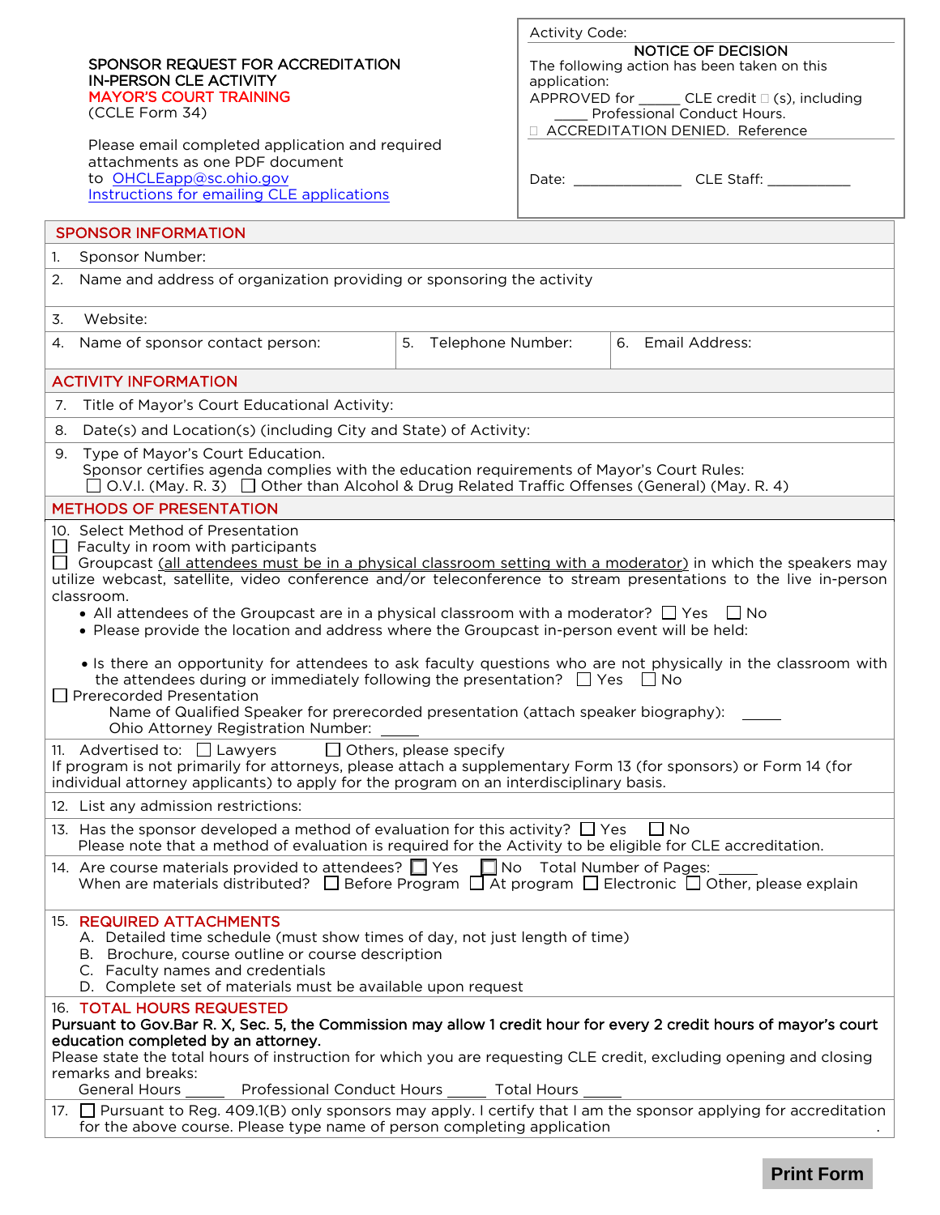**SPONSOR REQUEST FOR ACCREDITATION**
**IN-PERSON CLE ACTIVITY**
**MAYOR'S COURT TRAINING**
(CCLE Form 34)

Please email completed application and required attachments as one PDF document to OHCLEapp@sc.ohio.gov
Instructions for emailing CLE applications

| Activity Code: |
|---|
| **NOTICE OF DECISION** |
| The following action has been taken on this application: |
| APPROVED for _____ CLE credit ☐ (s), including _____ Professional Conduct Hours. |
| ☐ ACCREDITATION DENIED. Reference |
| Date: _____________ CLE Staff: __________ |

## SPONSOR INFORMATION

1. Sponsor Number:
2. Name and address of organization providing or sponsoring the activity
3. Website:
4. Name of sponsor contact person:
5. Telephone Number:
6. Email Address:

## ACTIVITY INFORMATION

7. Title of Mayor's Court Educational Activity:
8. Date(s) and Location(s) (including City and State) of Activity:
9. Type of Mayor's Court Education.
   Sponsor certifies agenda complies with the education requirements of Mayor's Court Rules:
   ☐ O.V.I. (May. R. 3) ☐ Other than Alcohol & Drug Related Traffic Offenses (General) (May. R. 4)

## METHODS OF PRESENTATION

10. Select Method of Presentation

☐ Faculty in room with participants

☐ Groupcast (all attendees must be in a physical classroom setting with a moderator) in which the speakers may utilize webcast, satellite, video conference and/or teleconference to stream presentations to the live in-person classroom.

- All attendees of the Groupcast are in a physical classroom with a moderator? ☐ Yes ☐ No
- Please provide the location and address where the Groupcast in-person event will be held:
- Is there an opportunity for attendees to ask faculty questions who are not physically in the classroom with the attendees during or immediately following the presentation? ☐ Yes ☐ No

☐ Prerecorded Presentation
   Name of Qualified Speaker for prerecorded presentation (attach speaker biography): _____
   Ohio Attorney Registration Number: _____

11. Advertised to: ☐ Lawyers ☐ Others, please specify
If program is not primarily for attorneys, please attach a supplementary Form 13 (for sponsors) or Form 14 (for individual attorney applicants) to apply for the program on an interdisciplinary basis.

12. List any admission restrictions:

13. Has the sponsor developed a method of evaluation for this activity? ☐ Yes ☐ No
    Please note that a method of evaluation is required for the Activity to be eligible for CLE accreditation.

14. Are course materials provided to attendees? ☐ Yes ☐ No Total Number of Pages: _____
    When are materials distributed? ☐ Before Program ☐ At program ☐ Electronic ☐ Other, please explain

15. **REQUIRED ATTACHMENTS**
    A. Detailed time schedule (must show times of day, not just length of time)
    B. Brochure, course outline or course description
    C. Faculty names and credentials
    D. Complete set of materials must be available upon request

16. **TOTAL HOURS REQUESTED**
**Pursuant to Gov.Bar R. X, Sec. 5, the Commission may allow 1 credit hour for every 2 credit hours of mayor's court education completed by an attorney.**
Please state the total hours of instruction for which you are requesting CLE credit, excluding opening and closing remarks and breaks:
   General Hours _____ Professional Conduct Hours _____ Total Hours _____

17. ☐ Pursuant to Reg. 409.1(B) only sponsors may apply. I certify that I am the sponsor applying for accreditation for the above course. Please type name of person completing application .

Print Form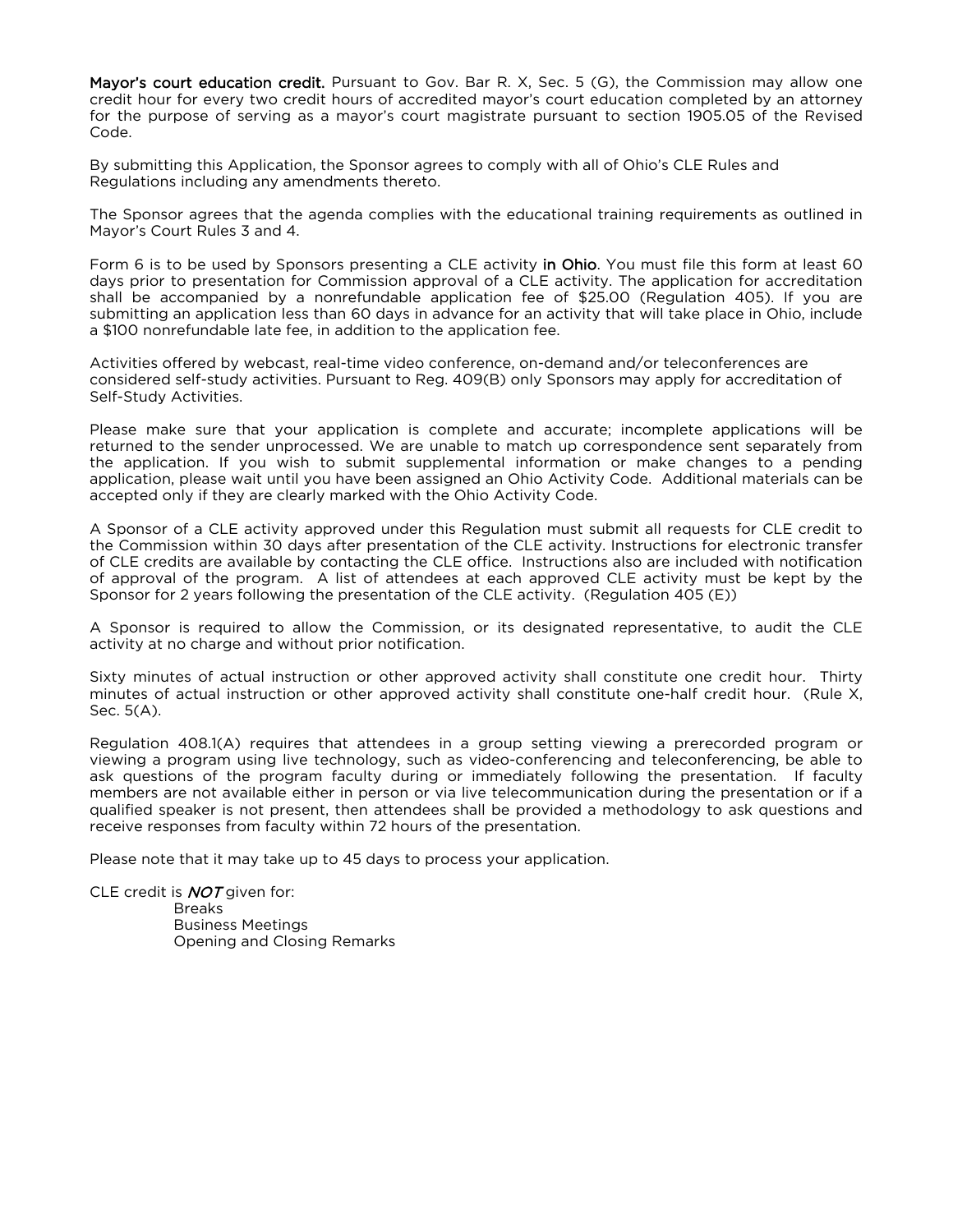**Mayor's court education credit.** Pursuant to Gov. Bar R. X, Sec. 5 (G), the Commission may allow one credit hour for every two credit hours of accredited mayor's court education completed by an attorney for the purpose of serving as a mayor's court magistrate pursuant to section 1905.05 of the Revised Code.

By submitting this Application, the Sponsor agrees to comply with all of Ohio's CLE Rules and Regulations including any amendments thereto.

The Sponsor agrees that the agenda complies with the educational training requirements as outlined in Mayor's Court Rules 3 and 4.

Form 6 is to be used by Sponsors presenting a CLE activity **in Ohio**. You must file this form at least 60 days prior to presentation for Commission approval of a CLE activity. The application for accreditation shall be accompanied by a nonrefundable application fee of $25.00 (Regulation 405). If you are submitting an application less than 60 days in advance for an activity that will take place in Ohio, include a $100 nonrefundable late fee, in addition to the application fee.

Activities offered by webcast, real-time video conference, on-demand and/or teleconferences are considered self-study activities. Pursuant to Reg. 409(B) only Sponsors may apply for accreditation of Self-Study Activities.

Please make sure that your application is complete and accurate; incomplete applications will be returned to the sender unprocessed. We are unable to match up correspondence sent separately from the application. If you wish to submit supplemental information or make changes to a pending application, please wait until you have been assigned an Ohio Activity Code. Additional materials can be accepted only if they are clearly marked with the Ohio Activity Code.

A Sponsor of a CLE activity approved under this Regulation must submit all requests for CLE credit to the Commission within 30 days after presentation of the CLE activity. Instructions for electronic transfer of CLE credits are available by contacting the CLE office. Instructions also are included with notification of approval of the program. A list of attendees at each approved CLE activity must be kept by the Sponsor for 2 years following the presentation of the CLE activity. (Regulation 405 (E))

A Sponsor is required to allow the Commission, or its designated representative, to audit the CLE activity at no charge and without prior notification.

Sixty minutes of actual instruction or other approved activity shall constitute one credit hour. Thirty minutes of actual instruction or other approved activity shall constitute one-half credit hour. (Rule X, Sec. 5(A).

Regulation 408.1(A) requires that attendees in a group setting viewing a prerecorded program or viewing a program using live technology, such as video-conferencing and teleconferencing, be able to ask questions of the program faculty during or immediately following the presentation. If faculty members are not available either in person or via live telecommunication during the presentation or if a qualified speaker is not present, then attendees shall be provided a methodology to ask questions and receive responses from faculty within 72 hours of the presentation.

Please note that it may take up to 45 days to process your application.

CLE credit is ***NOT*** given for:

- Breaks
- Business Meetings
- Opening and Closing Remarks